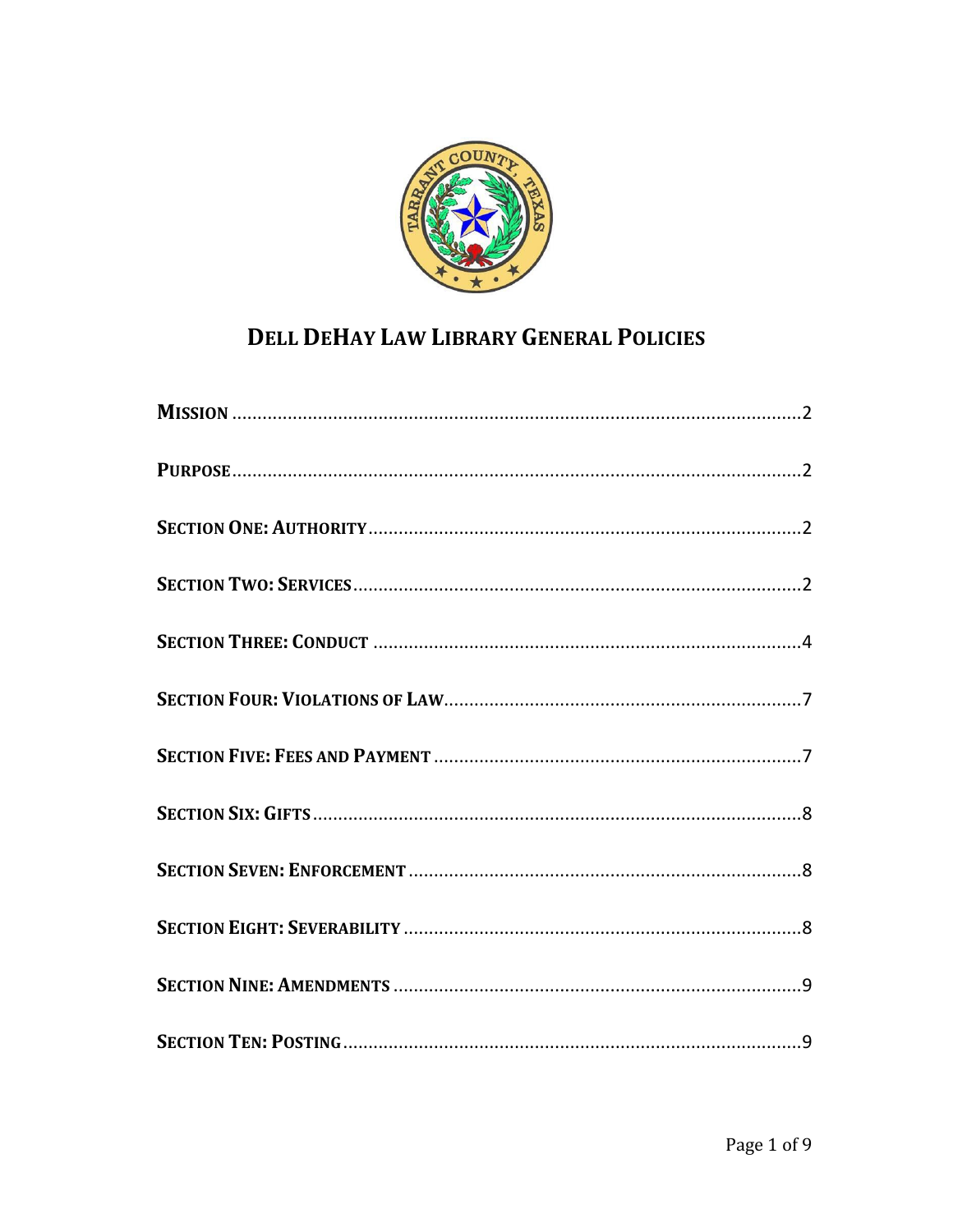# Dell DeHay Law Library General Policies

| | |
|---|---|
| **Mission** | 2 |
| **Purpose** | 2 |
| **Section One: Authority** | 2 |
| **Section Two: Services** | 2 |
| **Section Three: Conduct** | 4 |
| **Section Four: Violations of Law** | 7 |
| **Section Five: Fees and Payment** | 7 |
| **Section Six: Gifts** | 8 |
| **Section Seven: Enforcement** | 8 |
| **Section Eight: Severability** | 8 |
| **Section Nine: Amendments** | 9 |
| **Section Ten: Posting** | 9 |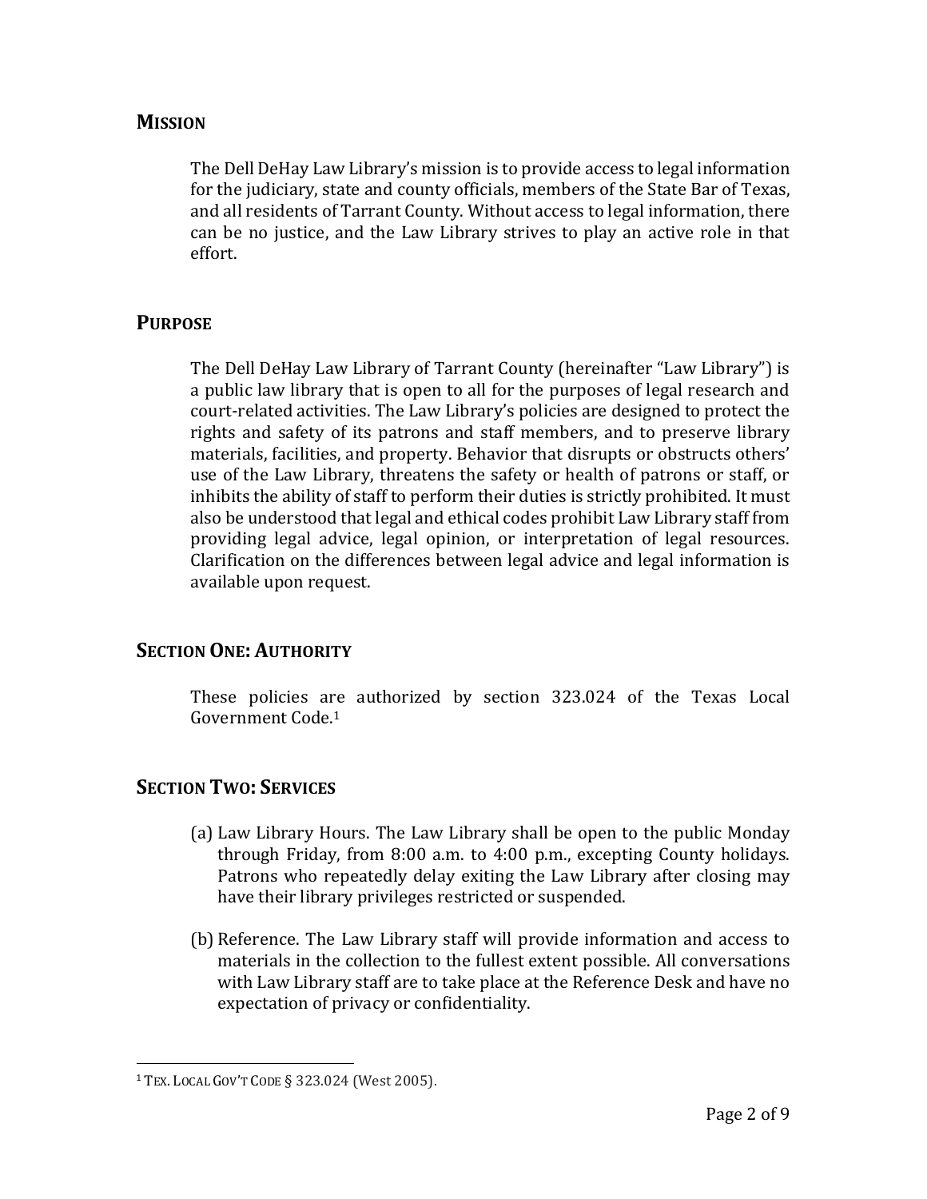## **MISSION**

The Dell DeHay Law Library's mission is to provide access to legal information for the judiciary, state and county officials, members of the State Bar of Texas, and all residents of Tarrant County. Without access to legal information, there can be no justice, and the Law Library strives to play an active role in that effort.

## **PURPOSE**

The Dell DeHay Law Library of Tarrant County (hereinafter "Law Library") is a public law library that is open to all for the purposes of legal research and court-related activities. The Law Library's policies are designed to protect the rights and safety of its patrons and staff members, and to preserve library materials, facilities, and property. Behavior that disrupts or obstructs others' use of the Law Library, threatens the safety or health of patrons or staff, or inhibits the ability of staff to perform their duties is strictly prohibited. It must also be understood that legal and ethical codes prohibit Law Library staff from providing legal advice, legal opinion, or interpretation of legal resources. Clarification on the differences between legal advice and legal information is available upon request.

## **SECTION ONE: AUTHORITY**

These policies are authorized by section 323.024 of the Texas Local Government Code.[1]

## **SECTION TWO: SERVICES**

(a) Law Library Hours. The Law Library shall be open to the public Monday through Friday, from 8:00 a.m. to 4:00 p.m., excepting County holidays. Patrons who repeatedly delay exiting the Law Library after closing may have their library privileges restricted or suspended.

(b) Reference. The Law Library staff will provide information and access to materials in the collection to the fullest extent possible. All conversations with Law Library staff are to take place at the Reference Desk and have no expectation of privacy or confidentiality.

---

[1] TEX. LOCAL GOV'T CODE § 323.024 (West 2005).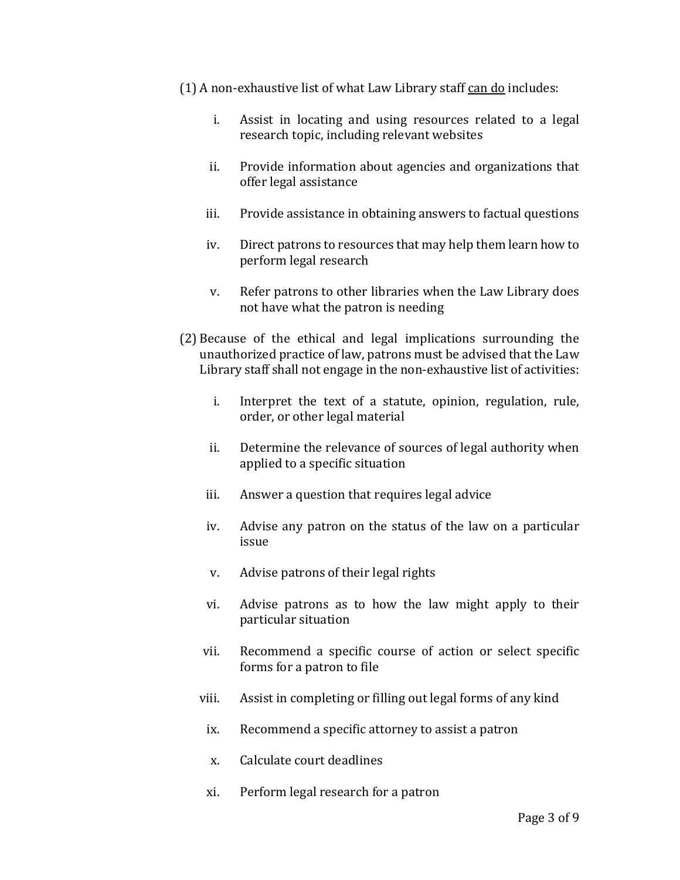(1) A non-exhaustive list of what Law Library staff <u>can do</u> includes:

i. Assist in locating and using resources related to a legal research topic, including relevant websites

ii. Provide information about agencies and organizations that offer legal assistance

iii. Provide assistance in obtaining answers to factual questions

iv. Direct patrons to resources that may help them learn how to perform legal research

v. Refer patrons to other libraries when the Law Library does not have what the patron is needing

(2) Because of the ethical and legal implications surrounding the unauthorized practice of law, patrons must be advised that the Law Library staff shall not engage in the non-exhaustive list of activities:

i. Interpret the text of a statute, opinion, regulation, rule, order, or other legal material

ii. Determine the relevance of sources of legal authority when applied to a specific situation

iii. Answer a question that requires legal advice

iv. Advise any patron on the status of the law on a particular issue

v. Advise patrons of their legal rights

vi. Advise patrons as to how the law might apply to their particular situation

vii. Recommend a specific course of action or select specific forms for a patron to file

viii. Assist in completing or filling out legal forms of any kind

ix. Recommend a specific attorney to assist a patron

x. Calculate court deadlines

xi. Perform legal research for a patron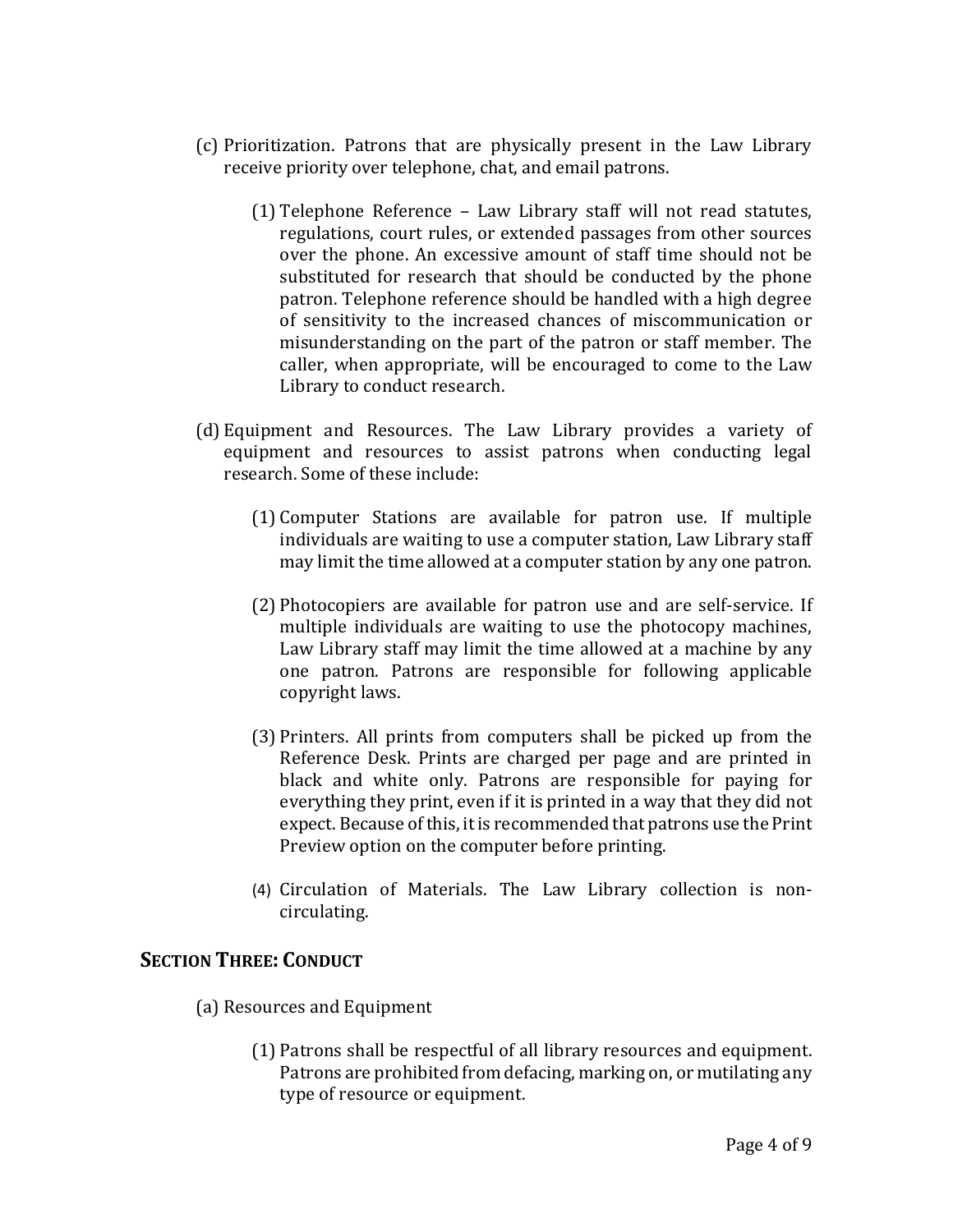(c) Prioritization. Patrons that are physically present in the Law Library receive priority over telephone, chat, and email patrons.

(1) Telephone Reference – Law Library staff will not read statutes, regulations, court rules, or extended passages from other sources over the phone. An excessive amount of staff time should not be substituted for research that should be conducted by the phone patron. Telephone reference should be handled with a high degree of sensitivity to the increased chances of miscommunication or misunderstanding on the part of the patron or staff member. The caller, when appropriate, will be encouraged to come to the Law Library to conduct research.

(d) Equipment and Resources. The Law Library provides a variety of equipment and resources to assist patrons when conducting legal research. Some of these include:

(1) Computer Stations are available for patron use. If multiple individuals are waiting to use a computer station, Law Library staff may limit the time allowed at a computer station by any one patron.

(2) Photocopiers are available for patron use and are self-service. If multiple individuals are waiting to use the photocopy machines, Law Library staff may limit the time allowed at a machine by any one patron. Patrons are responsible for following applicable copyright laws.

(3) Printers. All prints from computers shall be picked up from the Reference Desk. Prints are charged per page and are printed in black and white only. Patrons are responsible for paying for everything they print, even if it is printed in a way that they did not expect. Because of this, it is recommended that patrons use the Print Preview option on the computer before printing.

(4) Circulation of Materials. The Law Library collection is non-circulating.

## SECTION THREE: CONDUCT

(a) Resources and Equipment

(1) Patrons shall be respectful of all library resources and equipment. Patrons are prohibited from defacing, marking on, or mutilating any type of resource or equipment.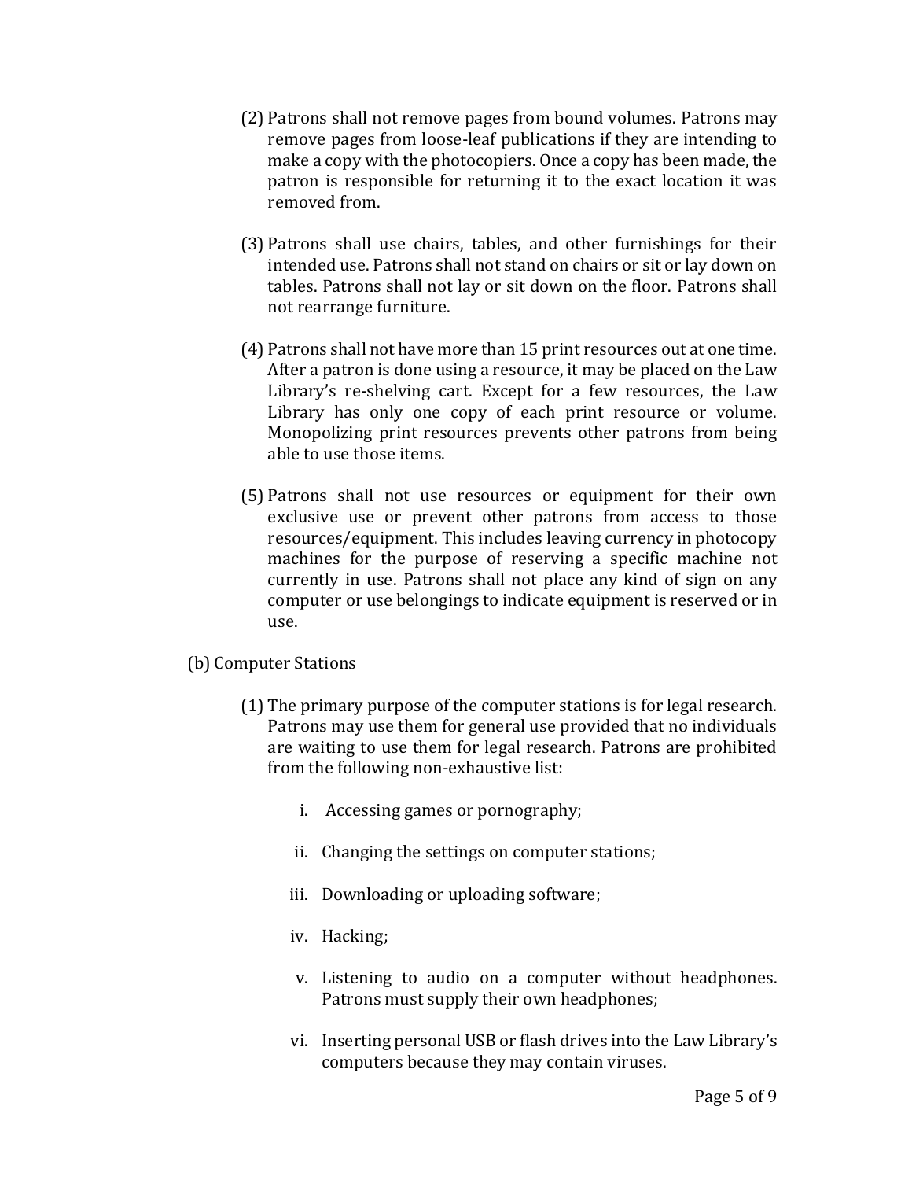(2) Patrons shall not remove pages from bound volumes. Patrons may remove pages from loose-leaf publications if they are intending to make a copy with the photocopiers. Once a copy has been made, the patron is responsible for returning it to the exact location it was removed from.

(3) Patrons shall use chairs, tables, and other furnishings for their intended use. Patrons shall not stand on chairs or sit or lay down on tables. Patrons shall not lay or sit down on the floor. Patrons shall not rearrange furniture.

(4) Patrons shall not have more than 15 print resources out at one time. After a patron is done using a resource, it may be placed on the Law Library's re-shelving cart. Except for a few resources, the Law Library has only one copy of each print resource or volume. Monopolizing print resources prevents other patrons from being able to use those items.

(5) Patrons shall not use resources or equipment for their own exclusive use or prevent other patrons from access to those resources/equipment. This includes leaving currency in photocopy machines for the purpose of reserving a specific machine not currently in use. Patrons shall not place any kind of sign on any computer or use belongings to indicate equipment is reserved or in use.

(b) Computer Stations

(1) The primary purpose of the computer stations is for legal research. Patrons may use them for general use provided that no individuals are waiting to use them for legal research. Patrons are prohibited from the following non-exhaustive list:

i. Accessing games or pornography;

ii. Changing the settings on computer stations;

iii. Downloading or uploading software;

iv. Hacking;

v. Listening to audio on a computer without headphones. Patrons must supply their own headphones;

vi. Inserting personal USB or flash drives into the Law Library's computers because they may contain viruses.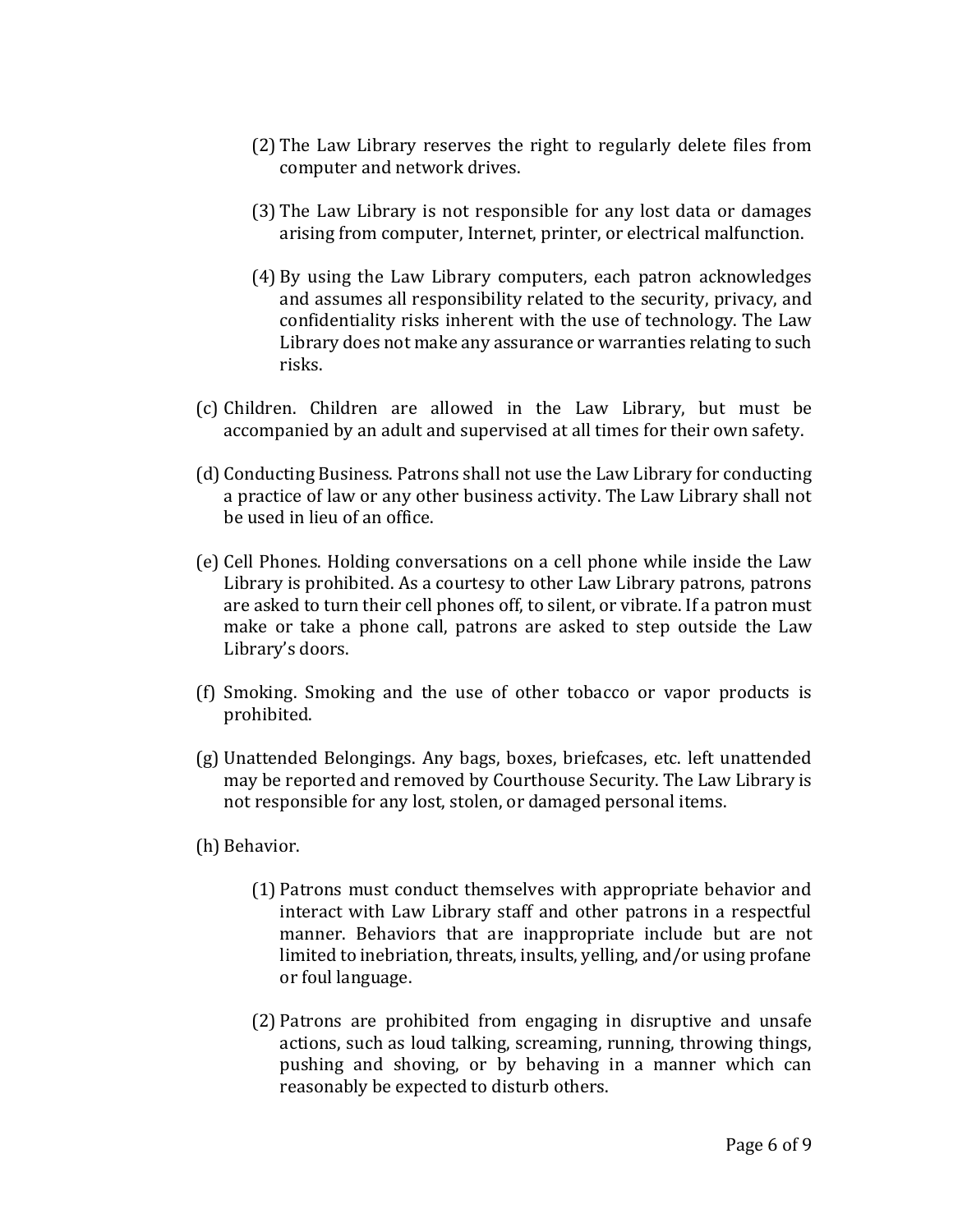(2) The Law Library reserves the right to regularly delete files from computer and network drives.

(3) The Law Library is not responsible for any lost data or damages arising from computer, Internet, printer, or electrical malfunction.

(4) By using the Law Library computers, each patron acknowledges and assumes all responsibility related to the security, privacy, and confidentiality risks inherent with the use of technology. The Law Library does not make any assurance or warranties relating to such risks.

(c) Children. Children are allowed in the Law Library, but must be accompanied by an adult and supervised at all times for their own safety.

(d) Conducting Business. Patrons shall not use the Law Library for conducting a practice of law or any other business activity. The Law Library shall not be used in lieu of an office.

(e) Cell Phones. Holding conversations on a cell phone while inside the Law Library is prohibited. As a courtesy to other Law Library patrons, patrons are asked to turn their cell phones off, to silent, or vibrate. If a patron must make or take a phone call, patrons are asked to step outside the Law Library's doors.

(f) Smoking. Smoking and the use of other tobacco or vapor products is prohibited.

(g) Unattended Belongings. Any bags, boxes, briefcases, etc. left unattended may be reported and removed by Courthouse Security. The Law Library is not responsible for any lost, stolen, or damaged personal items.

(h) Behavior.

(1) Patrons must conduct themselves with appropriate behavior and interact with Law Library staff and other patrons in a respectful manner. Behaviors that are inappropriate include but are not limited to inebriation, threats, insults, yelling, and/or using profane or foul language.

(2) Patrons are prohibited from engaging in disruptive and unsafe actions, such as loud talking, screaming, running, throwing things, pushing and shoving, or by behaving in a manner which can reasonably be expected to disturb others.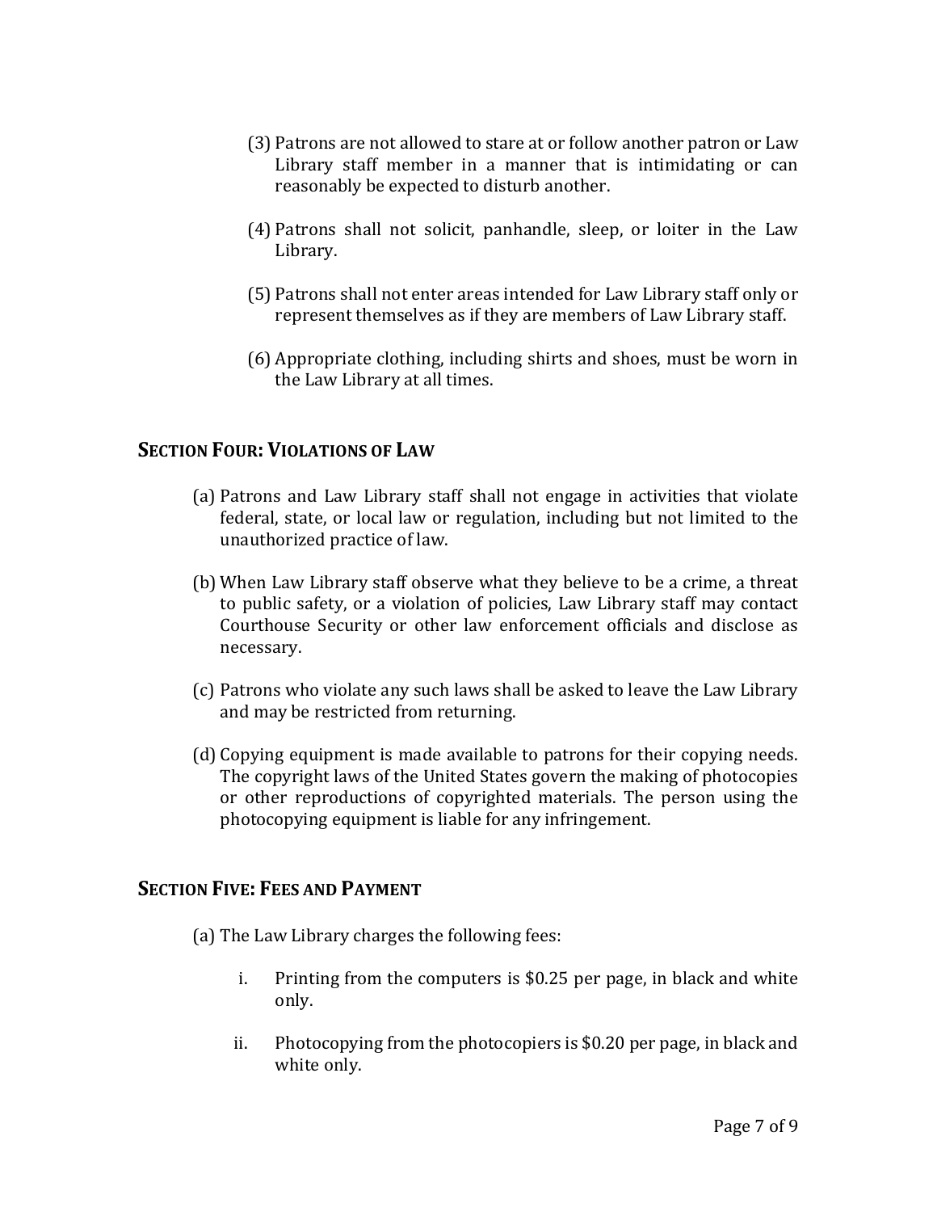(3) Patrons are not allowed to stare at or follow another patron or Law Library staff member in a manner that is intimidating or can reasonably be expected to disturb another.

(4) Patrons shall not solicit, panhandle, sleep, or loiter in the Law Library.

(5) Patrons shall not enter areas intended for Law Library staff only or represent themselves as if they are members of Law Library staff.

(6) Appropriate clothing, including shirts and shoes, must be worn in the Law Library at all times.

## SECTION FOUR: VIOLATIONS OF LAW

(a) Patrons and Law Library staff shall not engage in activities that violate federal, state, or local law or regulation, including but not limited to the unauthorized practice of law.

(b) When Law Library staff observe what they believe to be a crime, a threat to public safety, or a violation of policies, Law Library staff may contact Courthouse Security or other law enforcement officials and disclose as necessary.

(c) Patrons who violate any such laws shall be asked to leave the Law Library and may be restricted from returning.

(d) Copying equipment is made available to patrons for their copying needs. The copyright laws of the United States govern the making of photocopies or other reproductions of copyrighted materials. The person using the photocopying equipment is liable for any infringement.

## SECTION FIVE: FEES AND PAYMENT

(a) The Law Library charges the following fees:

  i. Printing from the computers is $0.25 per page, in black and white only.

  ii. Photocopying from the photocopiers is $0.20 per page, in black and white only.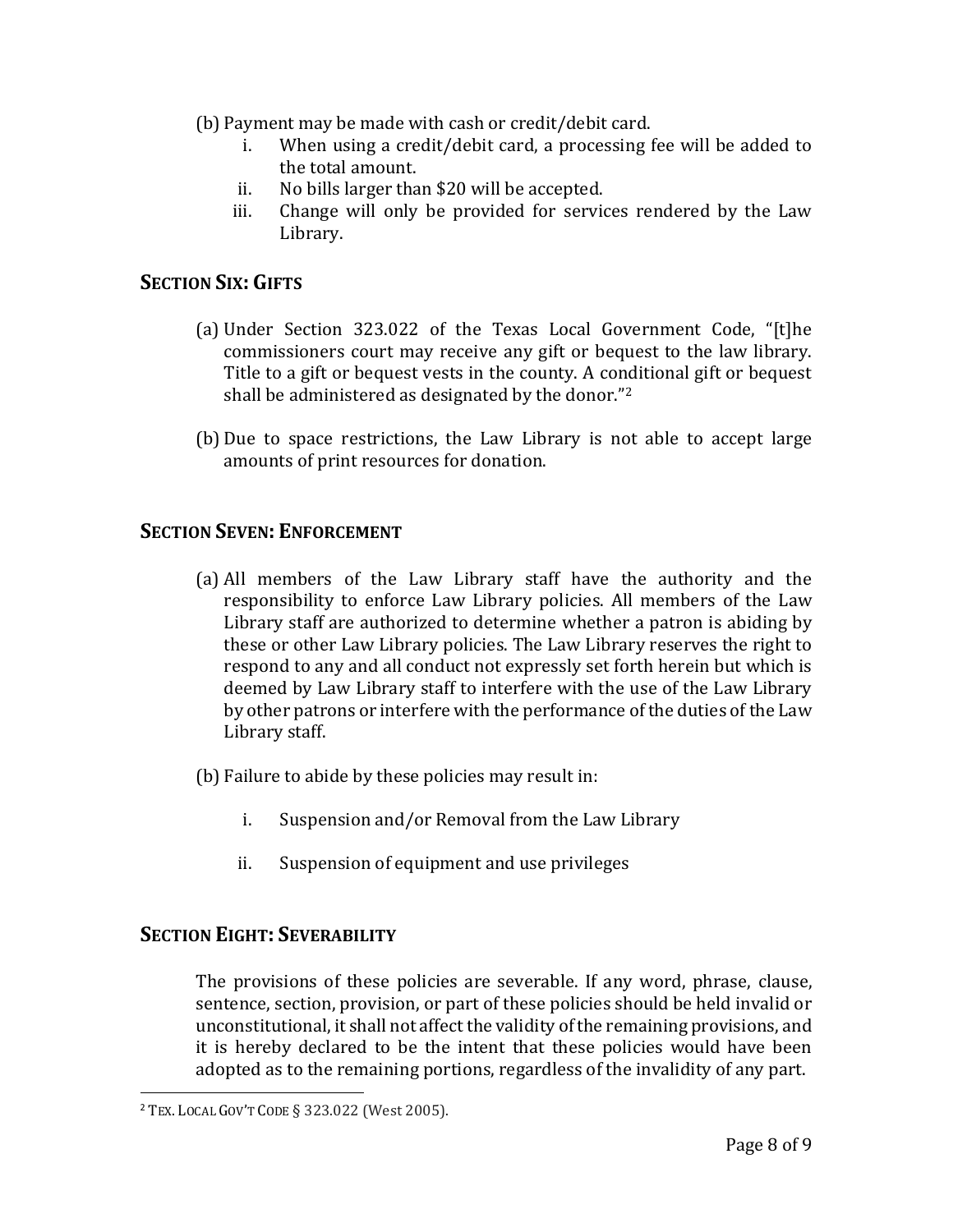(b) Payment may be made with cash or credit/debit card.
   i. When using a credit/debit card, a processing fee will be added to the total amount.
   ii. No bills larger than $20 will be accepted.
   iii. Change will only be provided for services rendered by the Law Library.

## SECTION SIX: GIFTS

(a) Under Section 323.022 of the Texas Local Government Code, "[t]he commissioners court may receive any gift or bequest to the law library. Title to a gift or bequest vests in the county. A conditional gift or bequest shall be administered as designated by the donor."[2]

(b) Due to space restrictions, the Law Library is not able to accept large amounts of print resources for donation.

## SECTION SEVEN: ENFORCEMENT

(a) All members of the Law Library staff have the authority and the responsibility to enforce Law Library policies. All members of the Law Library staff are authorized to determine whether a patron is abiding by these or other Law Library policies. The Law Library reserves the right to respond to any and all conduct not expressly set forth herein but which is deemed by Law Library staff to interfere with the use of the Law Library by other patrons or interfere with the performance of the duties of the Law Library staff.

(b) Failure to abide by these policies may result in:

   i. Suspension and/or Removal from the Law Library

   ii. Suspension of equipment and use privileges

## SECTION EIGHT: SEVERABILITY

The provisions of these policies are severable. If any word, phrase, clause, sentence, section, provision, or part of these policies should be held invalid or unconstitutional, it shall not affect the validity of the remaining provisions, and it is hereby declared to be the intent that these policies would have been adopted as to the remaining portions, regardless of the invalidity of any part.

---

[2] TEX. LOCAL GOV'T CODE § 323.022 (West 2005).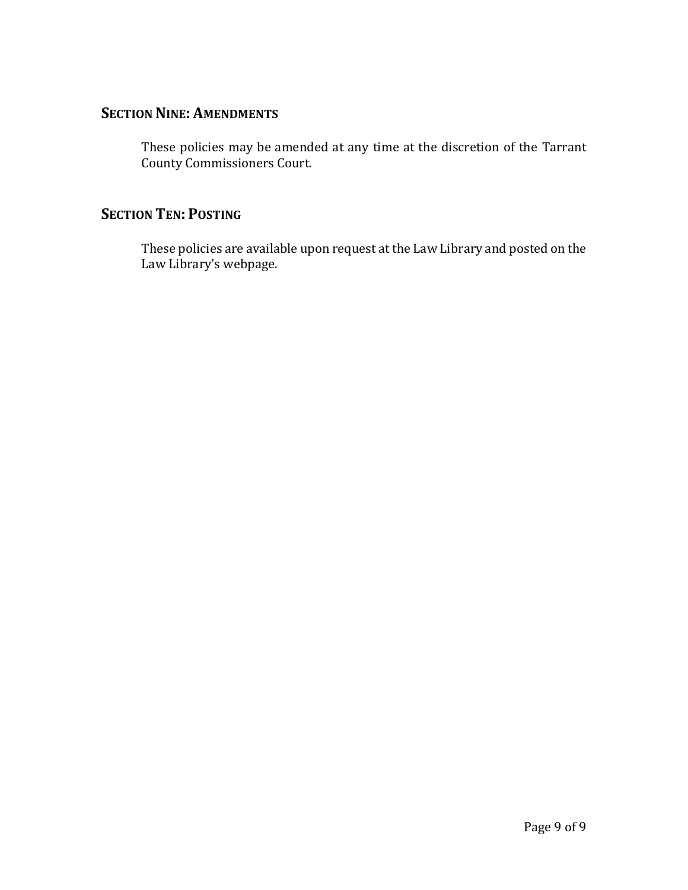## Section Nine: Amendments

These policies may be amended at any time at the discretion of the Tarrant County Commissioners Court.

## Section Ten: Posting

These policies are available upon request at the Law Library and posted on the Law Library's webpage.